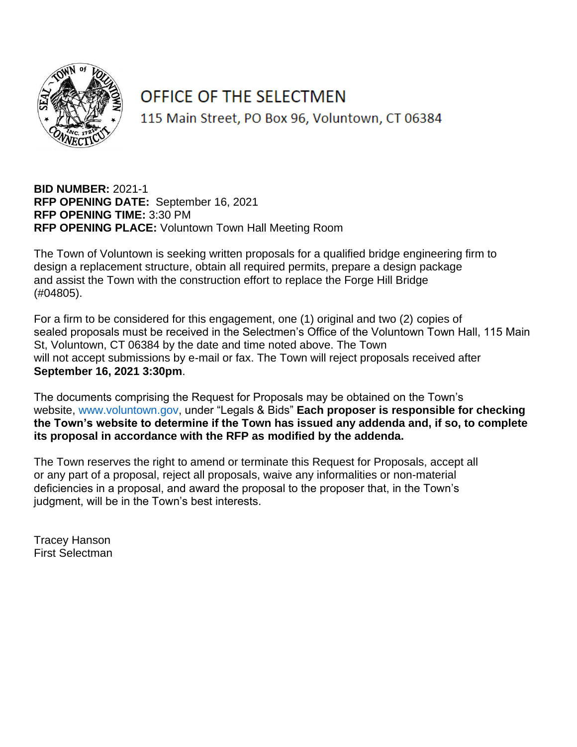# OFFICE OF THE SELECTMEN

115 Main Street, PO Box 96, Voluntown, CT 06384

**BID NUMBER:** 2021-1
**RFP OPENING DATE:** September 16, 2021
**RFP OPENING TIME:** 3:30 PM
**RFP OPENING PLACE:** Voluntown Town Hall Meeting Room

The Town of Voluntown is seeking written proposals for a qualified bridge engineering firm to design a replacement structure, obtain all required permits, prepare a design package and assist the Town with the construction effort to replace the Forge Hill Bridge (#04805).

For a firm to be considered for this engagement, one (1) original and two (2) copies of sealed proposals must be received in the Selectmen's Office of the Voluntown Town Hall, 115 Main St, Voluntown, CT 06384 by the date and time noted above. The Town will not accept submissions by e-mail or fax. The Town will reject proposals received after **September 16, 2021 3:30pm**.

The documents comprising the Request for Proposals may be obtained on the Town's website, www.voluntown.gov, under "Legals & Bids" **Each proposer is responsible for checking the Town's website to determine if the Town has issued any addenda and, if so, to complete its proposal in accordance with the RFP as modified by the addenda.**

The Town reserves the right to amend or terminate this Request for Proposals, accept all or any part of a proposal, reject all proposals, waive any informalities or non-material deficiencies in a proposal, and award the proposal to the proposer that, in the Town's judgment, will be in the Town's best interests.

Tracey Hanson
First Selectman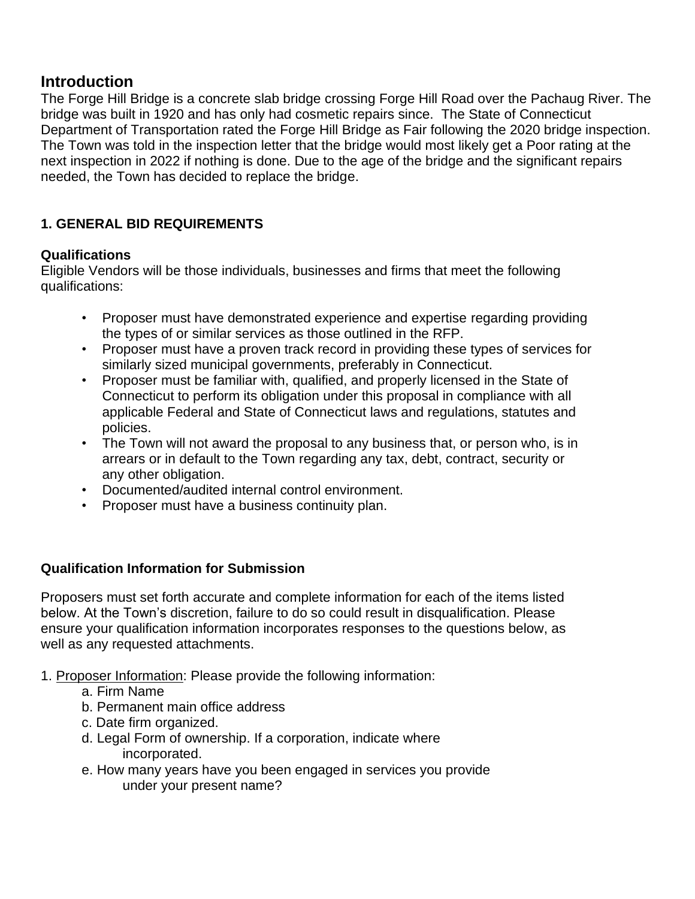## Introduction

The Forge Hill Bridge is a concrete slab bridge crossing Forge Hill Road over the Pachaug River. The bridge was built in 1920 and has only had cosmetic repairs since. The State of Connecticut Department of Transportation rated the Forge Hill Bridge as Fair following the 2020 bridge inspection. The Town was told in the inspection letter that the bridge would most likely get a Poor rating at the next inspection in 2022 if nothing is done. Due to the age of the bridge and the significant repairs needed, the Town has decided to replace the bridge.

### 1. GENERAL BID REQUIREMENTS

**Qualifications**

Eligible Vendors will be those individuals, businesses and firms that meet the following qualifications:

- Proposer must have demonstrated experience and expertise regarding providing the types of or similar services as those outlined in the RFP.
- Proposer must have a proven track record in providing these types of services for similarly sized municipal governments, preferably in Connecticut.
- Proposer must be familiar with, qualified, and properly licensed in the State of Connecticut to perform its obligation under this proposal in compliance with all applicable Federal and State of Connecticut laws and regulations, statutes and policies.
- The Town will not award the proposal to any business that, or person who, is in arrears or in default to the Town regarding any tax, debt, contract, security or any other obligation.
- Documented/audited internal control environment.
- Proposer must have a business continuity plan.

**Qualification Information for Submission**

Proposers must set forth accurate and complete information for each of the items listed below. At the Town's discretion, failure to do so could result in disqualification. Please ensure your qualification information incorporates responses to the questions below, as well as any requested attachments.

1. Proposer Information: Please provide the following information:
   a. Firm Name
   b. Permanent main office address
   c. Date firm organized.
   d. Legal Form of ownership. If a corporation, indicate where incorporated.
   e. How many years have you been engaged in services you provide under your present name?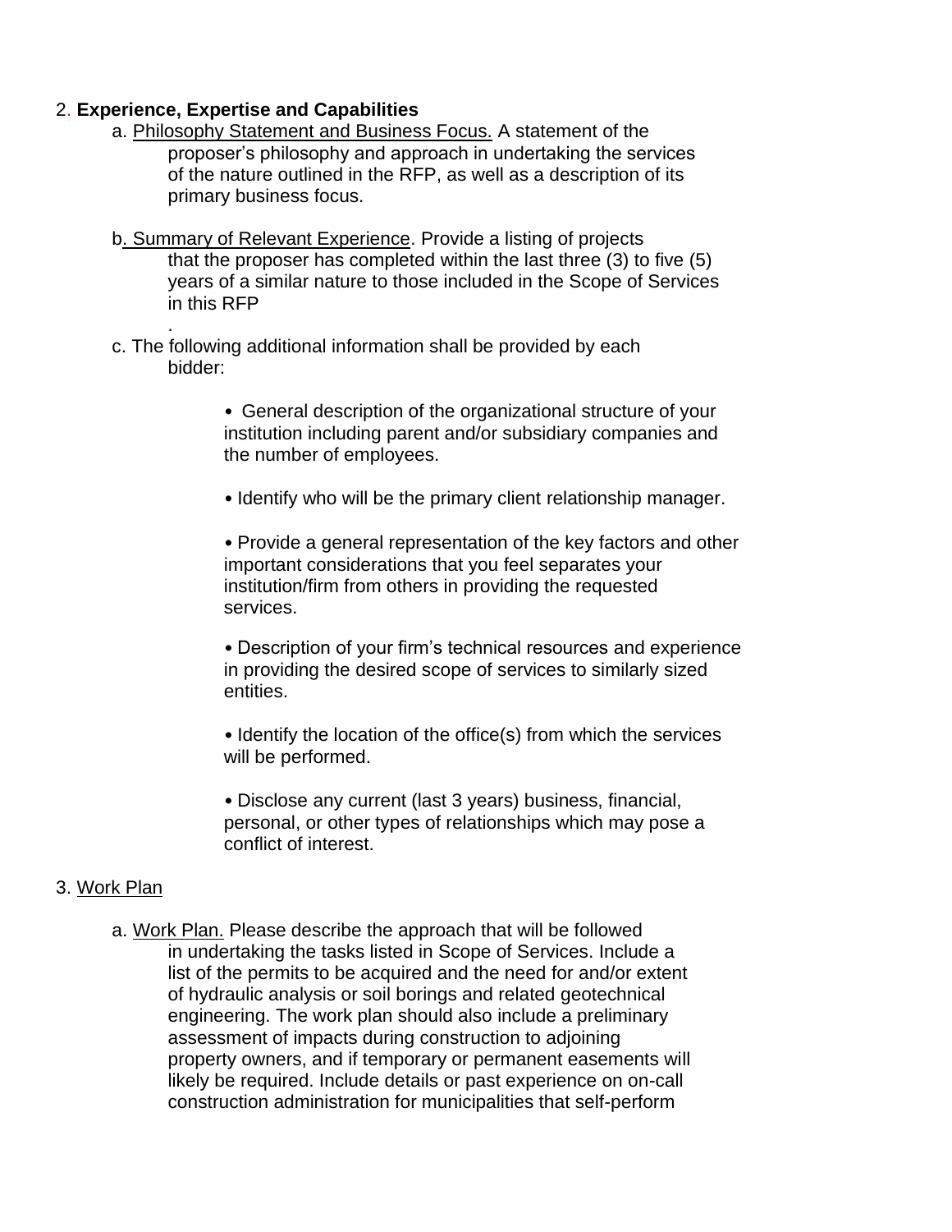2. **Experience, Expertise and Capabilities**

   a. Philosophy Statement and Business Focus. A statement of the proposer's philosophy and approach in undertaking the services of the nature outlined in the RFP, as well as a description of its primary business focus.

   b. Summary of Relevant Experience. Provide a listing of projects that the proposer has completed within the last three (3) to five (5) years of a similar nature to those included in the Scope of Services in this RFP
   .

   c. The following additional information shall be provided by each bidder:

   - General description of the organizational structure of your institution including parent and/or subsidiary companies and the number of employees.
   - Identify who will be the primary client relationship manager.
   - Provide a general representation of the key factors and other important considerations that you feel separates your institution/firm from others in providing the requested services.
   - Description of your firm's technical resources and experience in providing the desired scope of services to similarly sized entities.
   - Identify the location of the office(s) from which the services will be performed.
   - Disclose any current (last 3 years) business, financial, personal, or other types of relationships which may pose a conflict of interest.

3. Work Plan

   a. Work Plan. Please describe the approach that will be followed in undertaking the tasks listed in Scope of Services. Include a list of the permits to be acquired and the need for and/or extent of hydraulic analysis or soil borings and related geotechnical engineering. The work plan should also include a preliminary assessment of impacts during construction to adjoining property owners, and if temporary or permanent easements will likely be required. Include details or past experience on on-call construction administration for municipalities that self-perform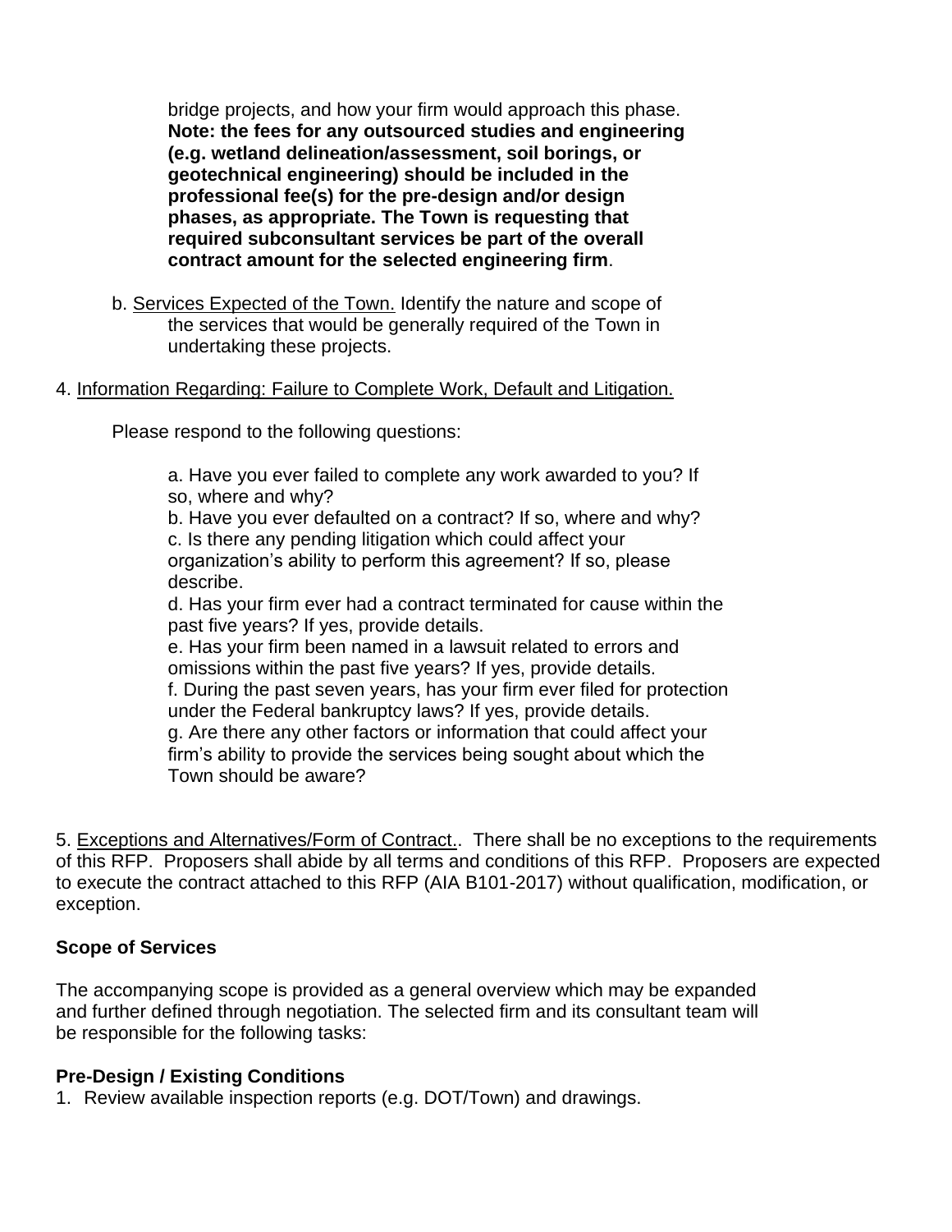bridge projects, and how your firm would approach this phase. **Note: the fees for any outsourced studies and engineering (e.g. wetland delineation/assessment, soil borings, or geotechnical engineering) should be included in the professional fee(s) for the pre-design and/or design phases, as appropriate. The Town is requesting that required subconsultant services be part of the overall contract amount for the selected engineering firm**.

b. Services Expected of the Town. Identify the nature and scope of the services that would be generally required of the Town in undertaking these projects.

4. Information Regarding: Failure to Complete Work, Default and Litigation.

Please respond to the following questions:

a. Have you ever failed to complete any work awarded to you? If so, where and why?
b. Have you ever defaulted on a contract? If so, where and why?
c. Is there any pending litigation which could affect your organization's ability to perform this agreement? If so, please describe.
d. Has your firm ever had a contract terminated for cause within the past five years? If yes, provide details.
e. Has your firm been named in a lawsuit related to errors and omissions within the past five years? If yes, provide details.
f. During the past seven years, has your firm ever filed for protection under the Federal bankruptcy laws? If yes, provide details.
g. Are there any other factors or information that could affect your firm's ability to provide the services being sought about which the Town should be aware?

5. Exceptions and Alternatives/Form of Contract.. There shall be no exceptions to the requirements of this RFP. Proposers shall abide by all terms and conditions of this RFP. Proposers are expected to execute the contract attached to this RFP (AIA B101-2017) without qualification, modification, or exception.

**Scope of Services**

The accompanying scope is provided as a general overview which may be expanded and further defined through negotiation. The selected firm and its consultant team will be responsible for the following tasks:

**Pre-Design / Existing Conditions**

1. Review available inspection reports (e.g. DOT/Town) and drawings.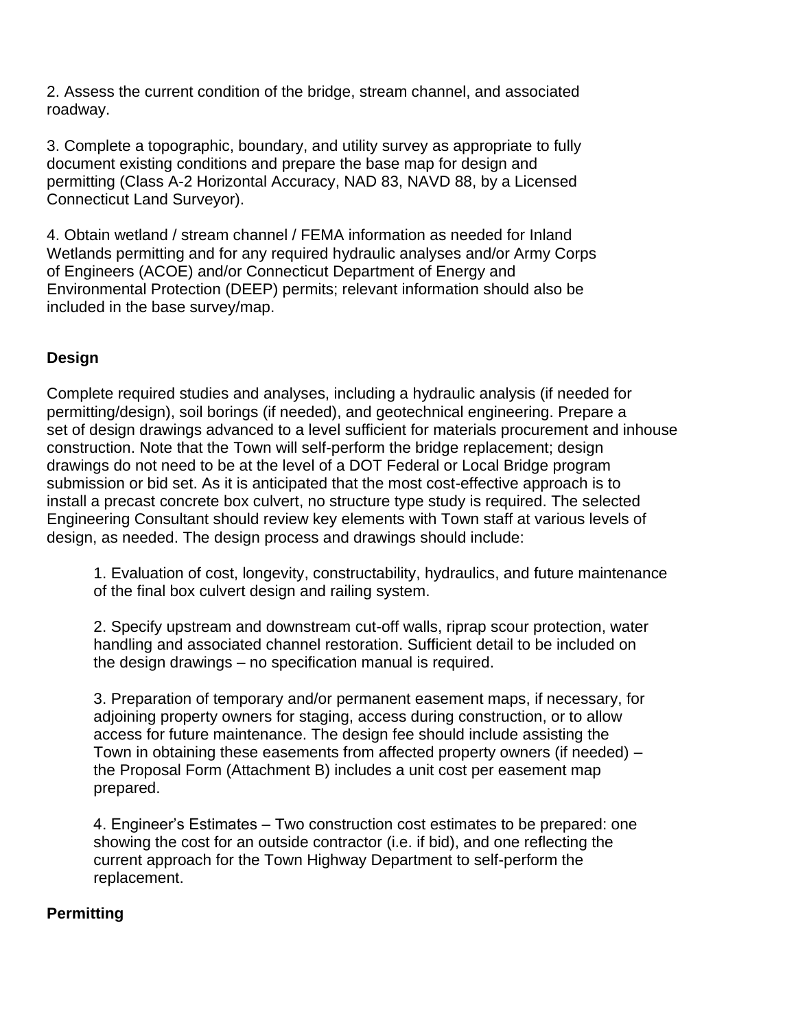2. Assess the current condition of the bridge, stream channel, and associated roadway.

3. Complete a topographic, boundary, and utility survey as appropriate to fully document existing conditions and prepare the base map for design and permitting (Class A-2 Horizontal Accuracy, NAD 83, NAVD 88, by a Licensed Connecticut Land Surveyor).

4. Obtain wetland / stream channel / FEMA information as needed for Inland Wetlands permitting and for any required hydraulic analyses and/or Army Corps of Engineers (ACOE) and/or Connecticut Department of Energy and Environmental Protection (DEEP) permits; relevant information should also be included in the base survey/map.

**Design**

Complete required studies and analyses, including a hydraulic analysis (if needed for permitting/design), soil borings (if needed), and geotechnical engineering. Prepare a set of design drawings advanced to a level sufficient for materials procurement and inhouse construction. Note that the Town will self-perform the bridge replacement; design drawings do not need to be at the level of a DOT Federal or Local Bridge program submission or bid set. As it is anticipated that the most cost-effective approach is to install a precast concrete box culvert, no structure type study is required. The selected Engineering Consultant should review key elements with Town staff at various levels of design, as needed. The design process and drawings should include:

1. Evaluation of cost, longevity, constructability, hydraulics, and future maintenance of the final box culvert design and railing system.

2. Specify upstream and downstream cut-off walls, riprap scour protection, water handling and associated channel restoration. Sufficient detail to be included on the design drawings – no specification manual is required.

3. Preparation of temporary and/or permanent easement maps, if necessary, for adjoining property owners for staging, access during construction, or to allow access for future maintenance. The design fee should include assisting the Town in obtaining these easements from affected property owners (if needed) – the Proposal Form (Attachment B) includes a unit cost per easement map prepared.

4. Engineer's Estimates – Two construction cost estimates to be prepared: one showing the cost for an outside contractor (i.e. if bid), and one reflecting the current approach for the Town Highway Department to self-perform the replacement.

**Permitting**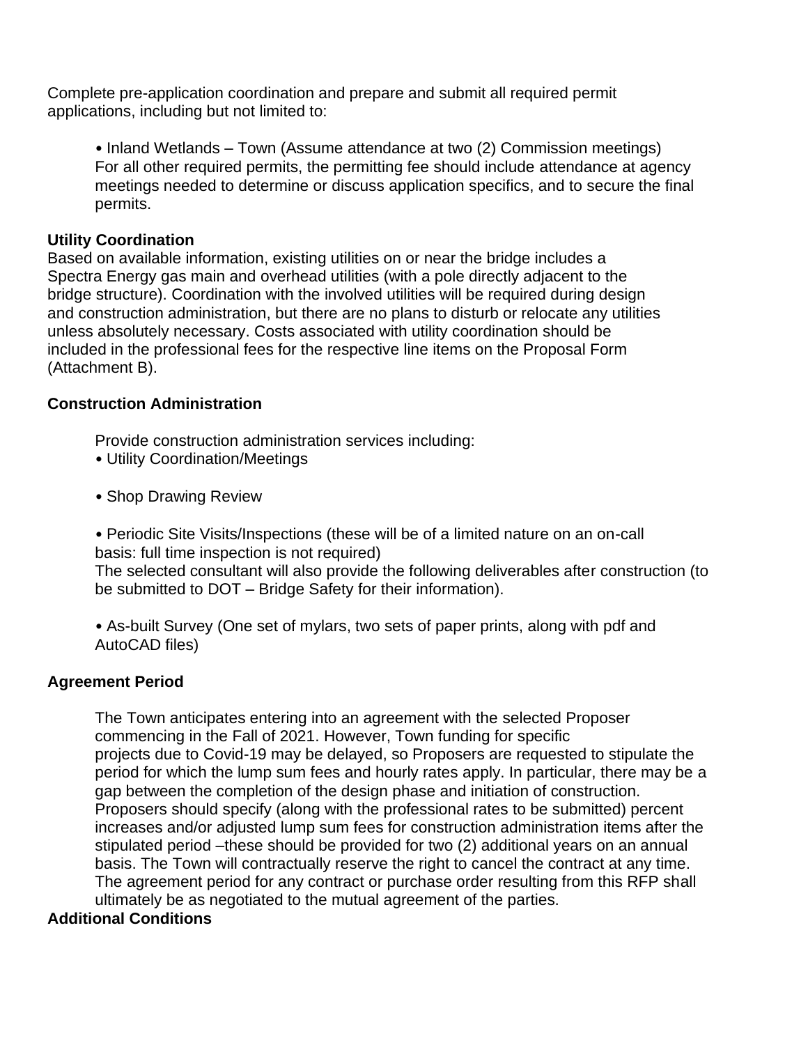Complete pre-application coordination and prepare and submit all required permit applications, including but not limited to:

- Inland Wetlands – Town (Assume attendance at two (2) Commission meetings)

For all other required permits, the permitting fee should include attendance at agency meetings needed to determine or discuss application specifics, and to secure the final permits.

**Utility Coordination**

Based on available information, existing utilities on or near the bridge includes a Spectra Energy gas main and overhead utilities (with a pole directly adjacent to the bridge structure). Coordination with the involved utilities will be required during design and construction administration, but there are no plans to disturb or relocate any utilities unless absolutely necessary. Costs associated with utility coordination should be included in the professional fees for the respective line items on the Proposal Form (Attachment B).

**Construction Administration**

Provide construction administration services including:

- Utility Coordination/Meetings
- Shop Drawing Review
- Periodic Site Visits/Inspections (these will be of a limited nature on an on-call basis: full time inspection is not required)

The selected consultant will also provide the following deliverables after construction (to be submitted to DOT – Bridge Safety for their information).

- As-built Survey (One set of mylars, two sets of paper prints, along with pdf and AutoCAD files)

**Agreement Period**

The Town anticipates entering into an agreement with the selected Proposer commencing in the Fall of 2021. However, Town funding for specific projects due to Covid-19 may be delayed, so Proposers are requested to stipulate the period for which the lump sum fees and hourly rates apply. In particular, there may be a gap between the completion of the design phase and initiation of construction. Proposers should specify (along with the professional rates to be submitted) percent increases and/or adjusted lump sum fees for construction administration items after the stipulated period –these should be provided for two (2) additional years on an annual basis. The Town will contractually reserve the right to cancel the contract at any time. The agreement period for any contract or purchase order resulting from this RFP shall ultimately be as negotiated to the mutual agreement of the parties.

**Additional Conditions**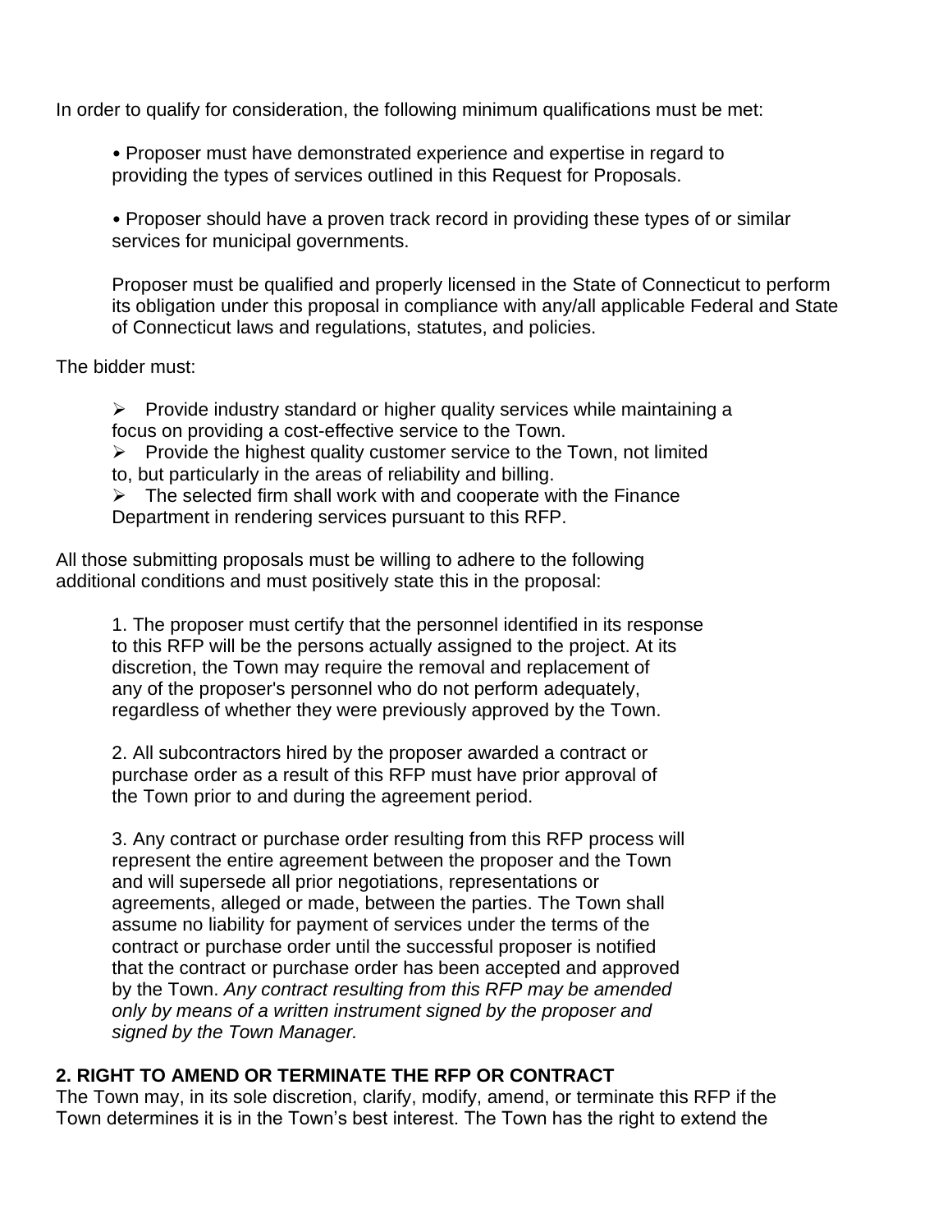In order to qualify for consideration, the following minimum qualifications must be met:

- Proposer must have demonstrated experience and expertise in regard to providing the types of services outlined in this Request for Proposals.

- Proposer should have a proven track record in providing these types of or similar services for municipal governments.

Proposer must be qualified and properly licensed in the State of Connecticut to perform its obligation under this proposal in compliance with any/all applicable Federal and State of Connecticut laws and regulations, statutes, and policies.

The bidder must:

- Provide industry standard or higher quality services while maintaining a focus on providing a cost-effective service to the Town.
- Provide the highest quality customer service to the Town, not limited to, but particularly in the areas of reliability and billing.
- The selected firm shall work with and cooperate with the Finance Department in rendering services pursuant to this RFP.

All those submitting proposals must be willing to adhere to the following additional conditions and must positively state this in the proposal:

1. The proposer must certify that the personnel identified in its response to this RFP will be the persons actually assigned to the project. At its discretion, the Town may require the removal and replacement of any of the proposer's personnel who do not perform adequately, regardless of whether they were previously approved by the Town.

2. All subcontractors hired by the proposer awarded a contract or purchase order as a result of this RFP must have prior approval of the Town prior to and during the agreement period.

3. Any contract or purchase order resulting from this RFP process will represent the entire agreement between the proposer and the Town and will supersede all prior negotiations, representations or agreements, alleged or made, between the parties. The Town shall assume no liability for payment of services under the terms of the contract or purchase order until the successful proposer is notified that the contract or purchase order has been accepted and approved by the Town. *Any contract resulting from this RFP may be amended only by means of a written instrument signed by the proposer and signed by the Town Manager.*

**2. RIGHT TO AMEND OR TERMINATE THE RFP OR CONTRACT**

The Town may, in its sole discretion, clarify, modify, amend, or terminate this RFP if the Town determines it is in the Town's best interest. The Town has the right to extend the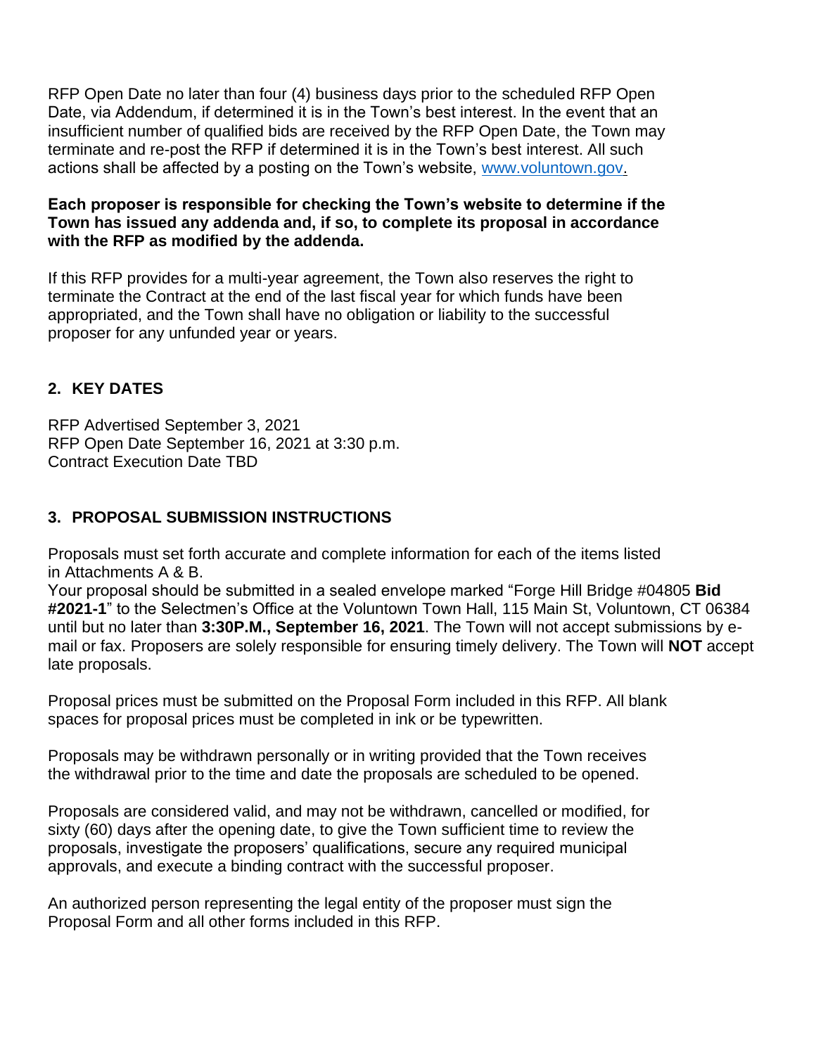RFP Open Date no later than four (4) business days prior to the scheduled RFP Open Date, via Addendum, if determined it is in the Town's best interest. In the event that an insufficient number of qualified bids are received by the RFP Open Date, the Town may terminate and re-post the RFP if determined it is in the Town's best interest. All such actions shall be affected by a posting on the Town's website, www.voluntown.gov.

**Each proposer is responsible for checking the Town's website to determine if the Town has issued any addenda and, if so, to complete its proposal in accordance with the RFP as modified by the addenda.**

If this RFP provides for a multi-year agreement, the Town also reserves the right to terminate the Contract at the end of the last fiscal year for which funds have been appropriated, and the Town shall have no obligation or liability to the successful proposer for any unfunded year or years.

## 2. KEY DATES

RFP Advertised September 3, 2021
RFP Open Date September 16, 2021 at 3:30 p.m.
Contract Execution Date TBD

## 3. PROPOSAL SUBMISSION INSTRUCTIONS

Proposals must set forth accurate and complete information for each of the items listed in Attachments A & B.
Your proposal should be submitted in a sealed envelope marked "Forge Hill Bridge #04805 **Bid #2021-1**" to the Selectmen's Office at the Voluntown Town Hall, 115 Main St, Voluntown, CT 06384 until but no later than **3:30P.M., September 16, 2021**. The Town will not accept submissions by e-mail or fax. Proposers are solely responsible for ensuring timely delivery. The Town will **NOT** accept late proposals.

Proposal prices must be submitted on the Proposal Form included in this RFP. All blank spaces for proposal prices must be completed in ink or be typewritten.

Proposals may be withdrawn personally or in writing provided that the Town receives the withdrawal prior to the time and date the proposals are scheduled to be opened.

Proposals are considered valid, and may not be withdrawn, cancelled or modified, for sixty (60) days after the opening date, to give the Town sufficient time to review the proposals, investigate the proposers' qualifications, secure any required municipal approvals, and execute a binding contract with the successful proposer.

An authorized person representing the legal entity of the proposer must sign the Proposal Form and all other forms included in this RFP.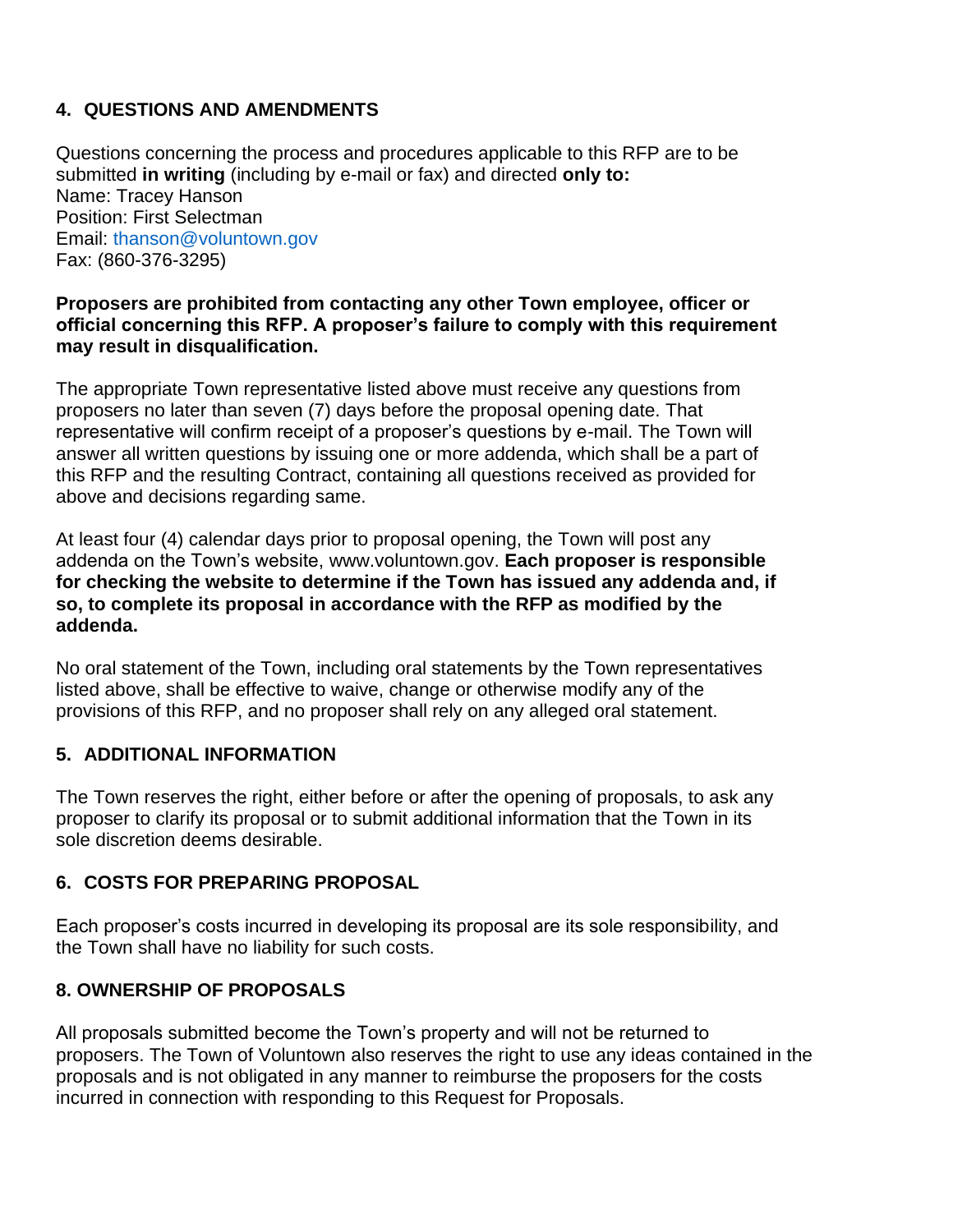## 4. QUESTIONS AND AMENDMENTS

Questions concerning the process and procedures applicable to this RFP are to be submitted **in writing** (including by e-mail or fax) and directed **only to:**
Name: Tracey Hanson
Position: First Selectman
Email: thanson@voluntown.gov
Fax: (860-376-3295)

**Proposers are prohibited from contacting any other Town employee, officer or official concerning this RFP. A proposer's failure to comply with this requirement may result in disqualification.**

The appropriate Town representative listed above must receive any questions from proposers no later than seven (7) days before the proposal opening date. That representative will confirm receipt of a proposer's questions by e-mail. The Town will answer all written questions by issuing one or more addenda, which shall be a part of this RFP and the resulting Contract, containing all questions received as provided for above and decisions regarding same.

At least four (4) calendar days prior to proposal opening, the Town will post any addenda on the Town's website, www.voluntown.gov. **Each proposer is responsible for checking the website to determine if the Town has issued any addenda and, if so, to complete its proposal in accordance with the RFP as modified by the addenda.**

No oral statement of the Town, including oral statements by the Town representatives listed above, shall be effective to waive, change or otherwise modify any of the provisions of this RFP, and no proposer shall rely on any alleged oral statement.

## 5. ADDITIONAL INFORMATION

The Town reserves the right, either before or after the opening of proposals, to ask any proposer to clarify its proposal or to submit additional information that the Town in its sole discretion deems desirable.

## 6. COSTS FOR PREPARING PROPOSAL

Each proposer's costs incurred in developing its proposal are its sole responsibility, and the Town shall have no liability for such costs.

## 8. OWNERSHIP OF PROPOSALS

All proposals submitted become the Town's property and will not be returned to proposers. The Town of Voluntown also reserves the right to use any ideas contained in the proposals and is not obligated in any manner to reimburse the proposers for the costs incurred in connection with responding to this Request for Proposals.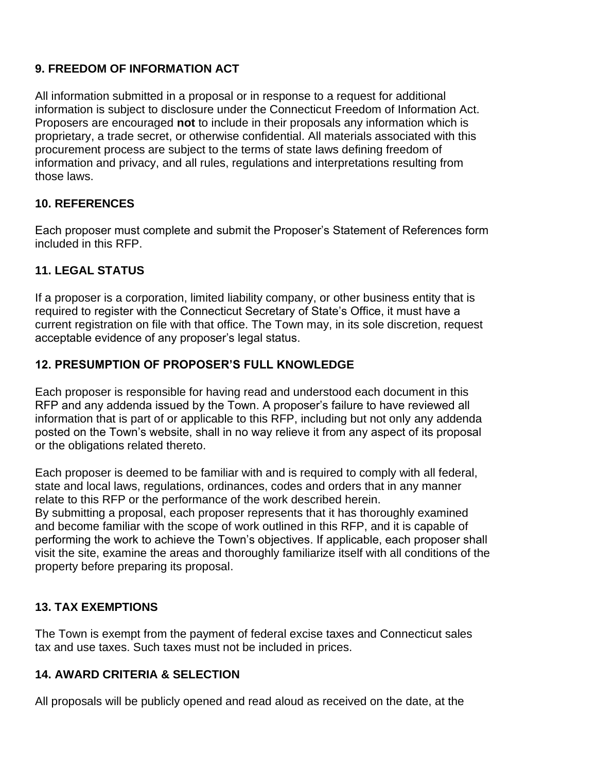### 9. FREEDOM OF INFORMATION ACT

All information submitted in a proposal or in response to a request for additional information is subject to disclosure under the Connecticut Freedom of Information Act. Proposers are encouraged **not** to include in their proposals any information which is proprietary, a trade secret, or otherwise confidential. All materials associated with this procurement process are subject to the terms of state laws defining freedom of information and privacy, and all rules, regulations and interpretations resulting from those laws.

### 10. REFERENCES

Each proposer must complete and submit the Proposer's Statement of References form included in this RFP.

### 11. LEGAL STATUS

If a proposer is a corporation, limited liability company, or other business entity that is required to register with the Connecticut Secretary of State's Office, it must have a current registration on file with that office. The Town may, in its sole discretion, request acceptable evidence of any proposer's legal status.

### 12. PRESUMPTION OF PROPOSER'S FULL KNOWLEDGE

Each proposer is responsible for having read and understood each document in this RFP and any addenda issued by the Town. A proposer's failure to have reviewed all information that is part of or applicable to this RFP, including but not only any addenda posted on the Town's website, shall in no way relieve it from any aspect of its proposal or the obligations related thereto.

Each proposer is deemed to be familiar with and is required to comply with all federal, state and local laws, regulations, ordinances, codes and orders that in any manner relate to this RFP or the performance of the work described herein.
By submitting a proposal, each proposer represents that it has thoroughly examined and become familiar with the scope of work outlined in this RFP, and it is capable of performing the work to achieve the Town's objectives. If applicable, each proposer shall visit the site, examine the areas and thoroughly familiarize itself with all conditions of the property before preparing its proposal.

### 13. TAX EXEMPTIONS

The Town is exempt from the payment of federal excise taxes and Connecticut sales tax and use taxes. Such taxes must not be included in prices.

### 14. AWARD CRITERIA & SELECTION

All proposals will be publicly opened and read aloud as received on the date, at the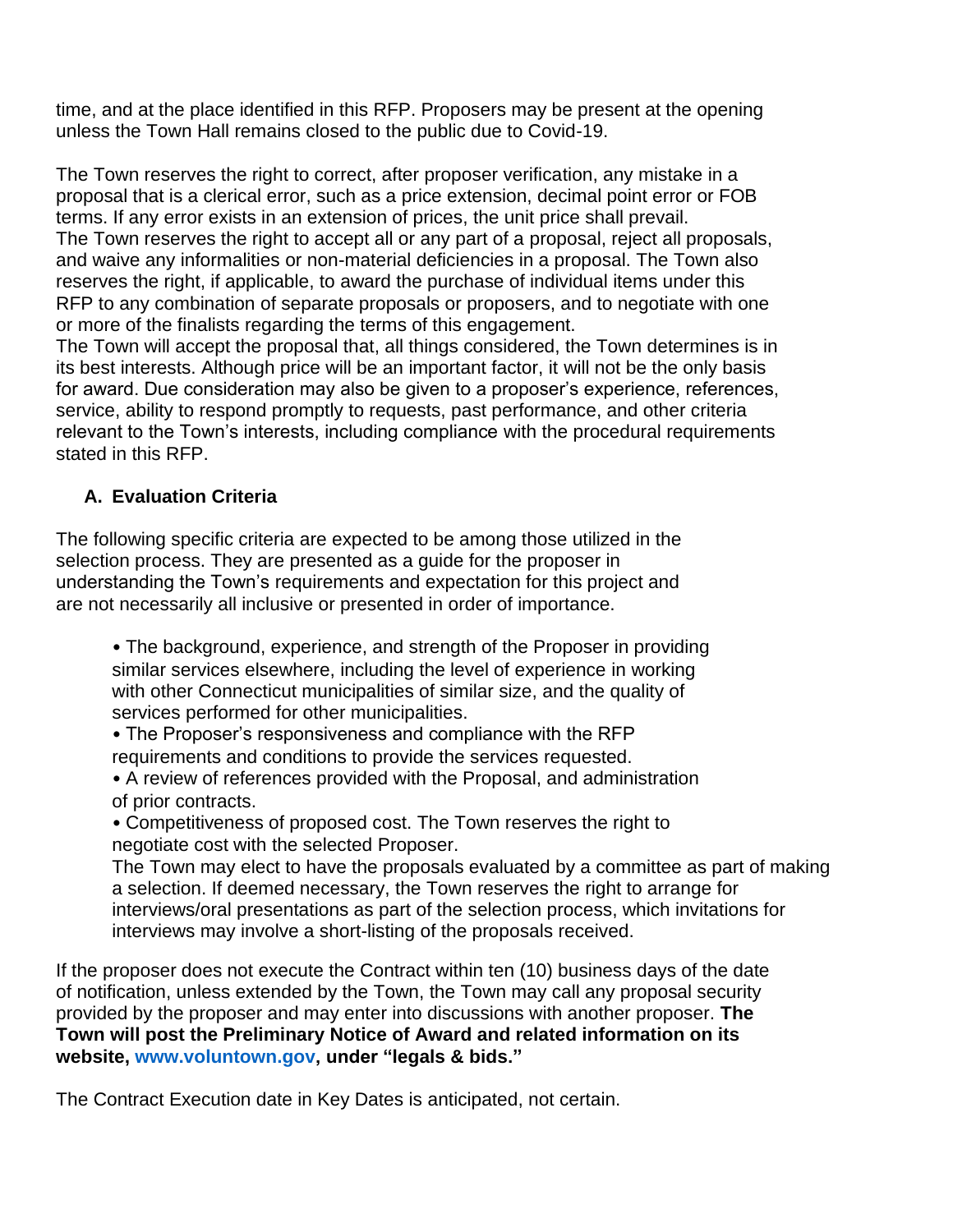time, and at the place identified in this RFP. Proposers may be present at the opening unless the Town Hall remains closed to the public due to Covid-19.

The Town reserves the right to correct, after proposer verification, any mistake in a proposal that is a clerical error, such as a price extension, decimal point error or FOB terms. If any error exists in an extension of prices, the unit price shall prevail.
The Town reserves the right to accept all or any part of a proposal, reject all proposals, and waive any informalities or non-material deficiencies in a proposal. The Town also reserves the right, if applicable, to award the purchase of individual items under this RFP to any combination of separate proposals or proposers, and to negotiate with one or more of the finalists regarding the terms of this engagement.
The Town will accept the proposal that, all things considered, the Town determines is in its best interests. Although price will be an important factor, it will not be the only basis for award. Due consideration may also be given to a proposer's experience, references, service, ability to respond promptly to requests, past performance, and other criteria relevant to the Town's interests, including compliance with the procedural requirements stated in this RFP.

### A. Evaluation Criteria

The following specific criteria are expected to be among those utilized in the selection process. They are presented as a guide for the proposer in understanding the Town's requirements and expectation for this project and are not necessarily all inclusive or presented in order of importance.

- The background, experience, and strength of the Proposer in providing similar services elsewhere, including the level of experience in working with other Connecticut municipalities of similar size, and the quality of services performed for other municipalities.
- The Proposer's responsiveness and compliance with the RFP requirements and conditions to provide the services requested.
- A review of references provided with the Proposal, and administration of prior contracts.
- Competitiveness of proposed cost. The Town reserves the right to negotiate cost with the selected Proposer.

The Town may elect to have the proposals evaluated by a committee as part of making a selection. If deemed necessary, the Town reserves the right to arrange for interviews/oral presentations as part of the selection process, which invitations for interviews may involve a short-listing of the proposals received.

If the proposer does not execute the Contract within ten (10) business days of the date of notification, unless extended by the Town, the Town may call any proposal security provided by the proposer and may enter into discussions with another proposer. **The Town will post the Preliminary Notice of Award and related information on its website, www.voluntown.gov, under "legals & bids."**

The Contract Execution date in Key Dates is anticipated, not certain.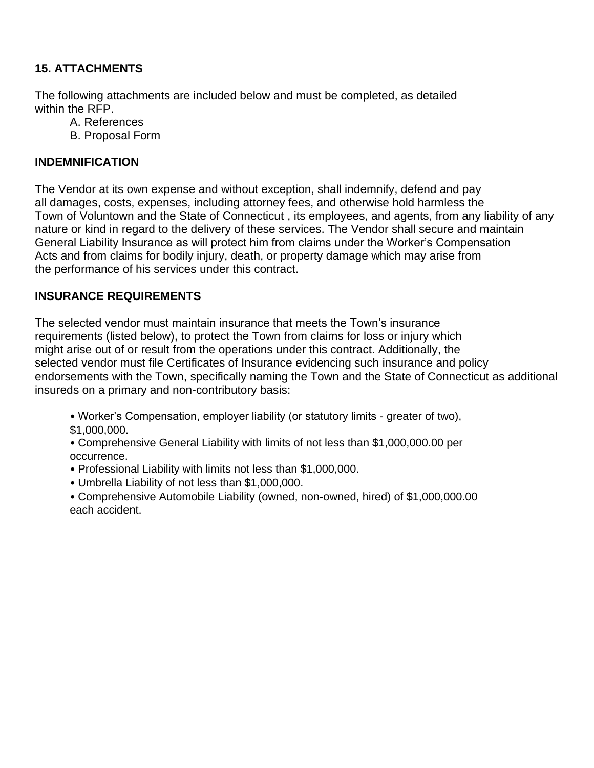## 15. ATTACHMENTS

The following attachments are included below and must be completed, as detailed within the RFP.

A. References
B. Proposal Form

## INDEMNIFICATION

The Vendor at its own expense and without exception, shall indemnify, defend and pay all damages, costs, expenses, including attorney fees, and otherwise hold harmless the Town of Voluntown and the State of Connecticut , its employees, and agents, from any liability of any nature or kind in regard to the delivery of these services. The Vendor shall secure and maintain General Liability Insurance as will protect him from claims under the Worker's Compensation Acts and from claims for bodily injury, death, or property damage which may arise from the performance of his services under this contract.

## INSURANCE REQUIREMENTS

The selected vendor must maintain insurance that meets the Town's insurance requirements (listed below), to protect the Town from claims for loss or injury which might arise out of or result from the operations under this contract. Additionally, the selected vendor must file Certificates of Insurance evidencing such insurance and policy endorsements with the Town, specifically naming the Town and the State of Connecticut as additional insureds on a primary and non-contributory basis:

- Worker's Compensation, employer liability (or statutory limits - greater of two), $1,000,000.
- Comprehensive General Liability with limits of not less than $1,000,000.00 per occurrence.
- Professional Liability with limits not less than $1,000,000.
- Umbrella Liability of not less than $1,000,000.
- Comprehensive Automobile Liability (owned, non-owned, hired) of $1,000,000.00 each accident.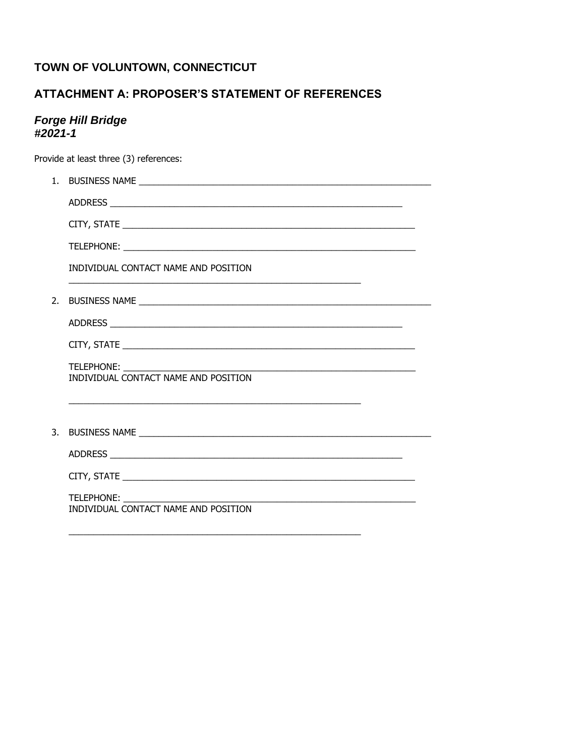## TOWN OF VOLUNTOWN, CONNECTICUT

## ATTACHMENT A: PROPOSER'S STATEMENT OF REFERENCES

***Forge Hill Bridge***
***#2021-1***

Provide at least three (3) references:

1. BUSINESS NAME ____________________________________________________________

   ADDRESS ____________________________________________________________

   CITY, STATE ____________________________________________________________

   TELEPHONE: ____________________________________________________________

   INDIVIDUAL CONTACT NAME AND POSITION

   ____________________________________________________________

2. BUSINESS NAME ____________________________________________________________

   ADDRESS ____________________________________________________________

   CITY, STATE ____________________________________________________________

   TELEPHONE: ____________________________________________________________
   INDIVIDUAL CONTACT NAME AND POSITION

   ____________________________________________________________

3. BUSINESS NAME ____________________________________________________________

   ADDRESS ____________________________________________________________

   CITY, STATE ____________________________________________________________

   TELEPHONE: ____________________________________________________________
   INDIVIDUAL CONTACT NAME AND POSITION

   ____________________________________________________________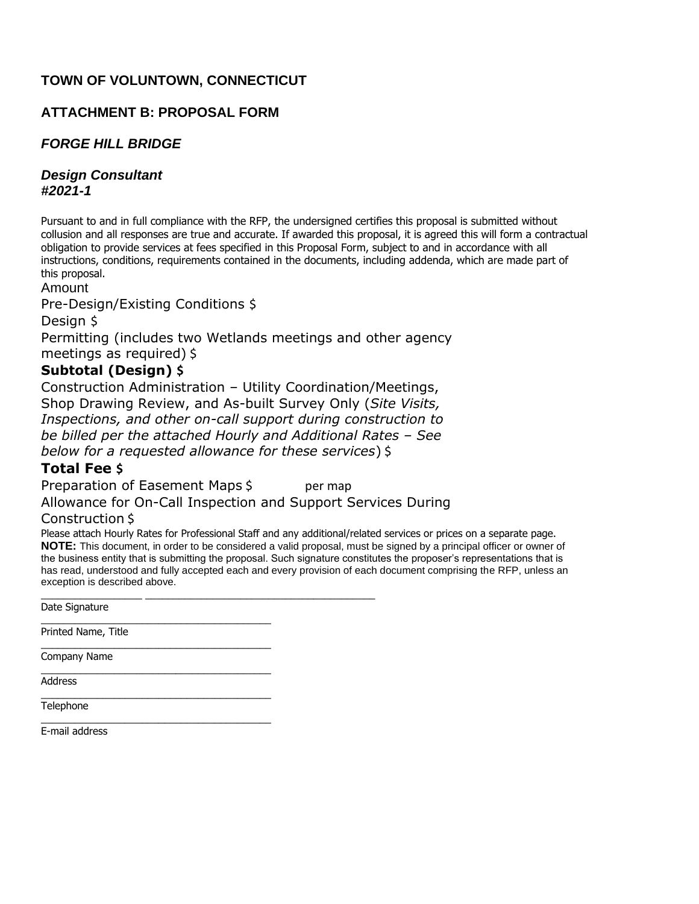## TOWN OF VOLUNTOWN, CONNECTICUT

## ATTACHMENT B: PROPOSAL FORM

### *FORGE HILL BRIDGE*

### *Design Consultant*
### *#2021-1*

Pursuant to and in full compliance with the RFP, the undersigned certifies this proposal is submitted without collusion and all responses are true and accurate. If awarded this proposal, it is agreed this will form a contractual obligation to provide services at fees specified in this Proposal Form, subject to and in accordance with all instructions, conditions, requirements contained in the documents, including addenda, which are made part of this proposal.

Amount

Pre-Design/Existing Conditions $

Design $

Permitting (includes two Wetlands meetings and other agency meetings as required) $

**Subtotal (Design) $**

Construction Administration – Utility Coordination/Meetings, Shop Drawing Review, and As-built Survey Only (*Site Visits, Inspections, and other on-call support during construction to be billed per the attached Hourly and Additional Rates – See below for a requested allowance for these services*) $

**Total Fee $**

Preparation of Easement Maps $ per map

Allowance for On-Call Inspection and Support Services During Construction $

Please attach Hourly Rates for Professional Staff and any additional/related services or prices on a separate page.

**NOTE:** This document, in order to be considered a valid proposal, must be signed by a principal officer or owner of the business entity that is submitting the proposal. Such signature constitutes the proposer's representations that is has read, understood and fully accepted each and every provision of each document comprising the RFP, unless an exception is described above.

\_\_\_\_\_\_\_\_\_\_\_\_\_\_\_\_ \_\_\_\_\_\_\_\_\_\_\_\_\_\_\_\_\_\_\_\_\_\_\_\_\_\_\_\_\_\_\_\_\_\_\_\_

Date Signature

\_\_\_\_\_\_\_\_\_\_\_\_\_\_\_\_\_\_\_\_\_\_\_\_\_\_\_\_\_\_\_\_\_\_\_\_\_\_\_\_

Printed Name, Title

\_\_\_\_\_\_\_\_\_\_\_\_\_\_\_\_\_\_\_\_\_\_\_\_\_\_\_\_\_\_\_\_\_\_\_\_\_\_\_\_

Company Name

\_\_\_\_\_\_\_\_\_\_\_\_\_\_\_\_\_\_\_\_\_\_\_\_\_\_\_\_\_\_\_\_\_\_\_\_\_\_\_\_

Address

\_\_\_\_\_\_\_\_\_\_\_\_\_\_\_\_\_\_\_\_\_\_\_\_\_\_\_\_\_\_\_\_\_\_\_\_\_\_\_\_

Telephone

\_\_\_\_\_\_\_\_\_\_\_\_\_\_\_\_\_\_\_\_\_\_\_\_\_\_\_\_\_\_\_\_\_\_\_\_\_\_\_\_

E-mail address